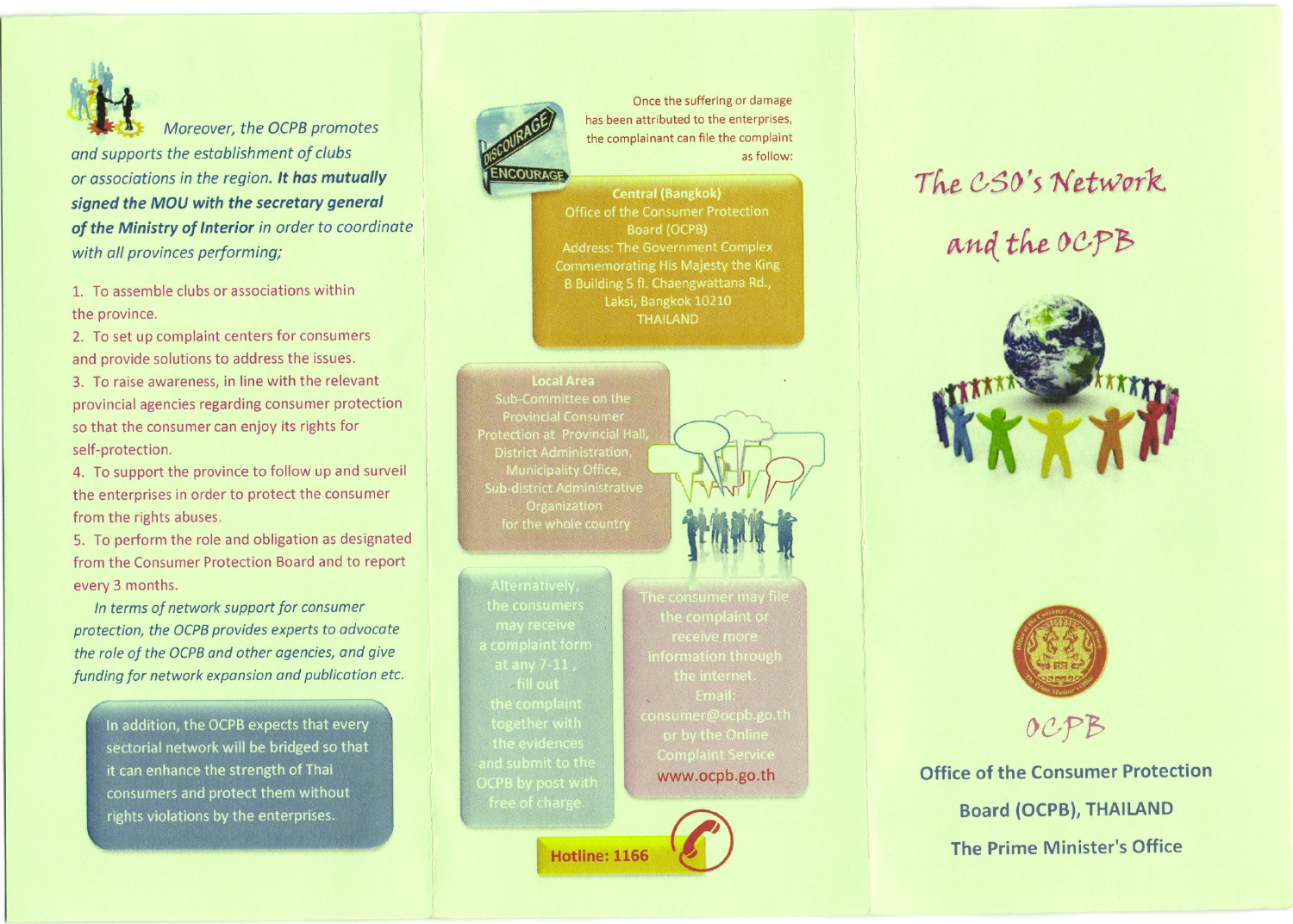*Moreover, the OCPB promotes and supports the establishment of clubs or associations in the region.* ***It has mutually signed the MOU with the secretary general of the Ministry of Interior*** *in order to coordinate with all provinces performing;*

1. To assemble clubs or associations within the province.
2. To set up complaint centers for consumers and provide solutions to address the issues.
3. To raise awareness, in line with the relevant provincial agencies regarding consumer protection so that the consumer can enjoy its rights for self-protection.
4. To support the province to follow up and surveil the enterprises in order to protect the consumer from the rights abuses.
5. To perform the role and obligation as designated from the Consumer Protection Board and to report every 3 months.

*In terms of network support for consumer protection, the OCPB provides experts to advocate the role of the OCPB and other agencies, and give funding for network expansion and publication etc.*

In addition, the OCPB expects that every sectorial network will be bridged so that it can enhance the strength of Thai consumers and protect them without rights violations by the enterprises.

DISCOURAGE ENCOURAGE

Once the suffering or damage has been attributed to the enterprises, the complainant can file the complaint as follow:

**Central (Bangkok)**
Office of the Consumer Protection Board (OCPB)
Address: The Government Complex Commemorating His Majesty the King B Building 5 fl. Chaengwattana Rd., Laksi, Bangkok 10210 THAILAND

**Local Area**
Sub-Committee on the Provincial Consumer Protection at Provincial Hall, District Administration, Municipality Office, Sub-district Administrative Organization for the whole country

Alternatively, the consumers may receive a complaint form at any 7-11, fill out the complaint together with the evidences and submit to the OCPB by post with free of charge.

The consumer may file the complaint or receive more information through the internet.
Email: consumer@ocpb.go.th
or by the Online Complaint Service
www.ocpb.go.th

**Hotline: 1166**

# The CSO's Network and the OCPB

OCPB

**Office of the Consumer Protection Board (OCPB), THAILAND**

**The Prime Minister's Office**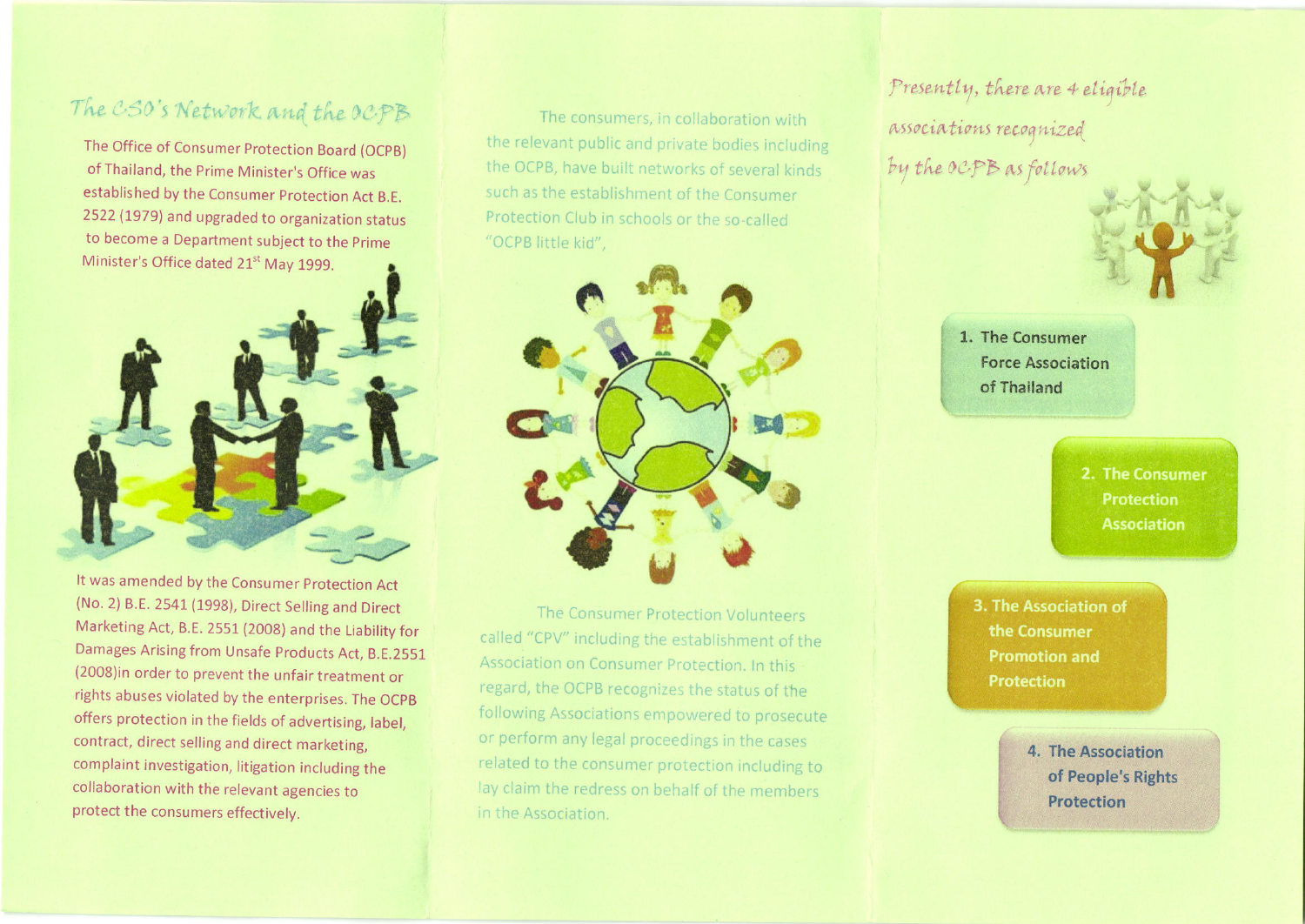## The CSO's Network and the OCPB

The Office of Consumer Protection Board (OCPB) of Thailand, the Prime Minister's Office was established by the Consumer Protection Act B.E. 2522 (1979) and upgraded to organization status to become a Department subject to the Prime Minister's Office dated 21st May 1999.

It was amended by the Consumer Protection Act (No. 2) B.E. 2541 (1998), Direct Selling and Direct Marketing Act, B.E. 2551 (2008) and the Liability for Damages Arising from Unsafe Products Act, B.E.2551 (2008)in order to prevent the unfair treatment or rights abuses violated by the enterprises. The OCPB offers protection in the fields of advertising, label, contract, direct selling and direct marketing, complaint investigation, litigation including the collaboration with the relevant agencies to protect the consumers effectively.

The consumers, in collaboration with the relevant public and private bodies including the OCPB, have built networks of several kinds such as the establishment of the Consumer Protection Club in schools or the so-called "OCPB little kid",

The Consumer Protection Volunteers called "CPV" including the establishment of the Association on Consumer Protection. In this regard, the OCPB recognizes the status of the following Associations empowered to prosecute or perform any legal proceedings in the cases related to the consumer protection including to lay claim the redress on behalf of the members in the Association.

*Presently, there are 4 eligible associations recognized by the OCPB as follows*

1. The Consumer Force Association of Thailand
2. The Consumer Protection Association
3. The Association of the Consumer Promotion and Protection
4. The Association of People's Rights Protection